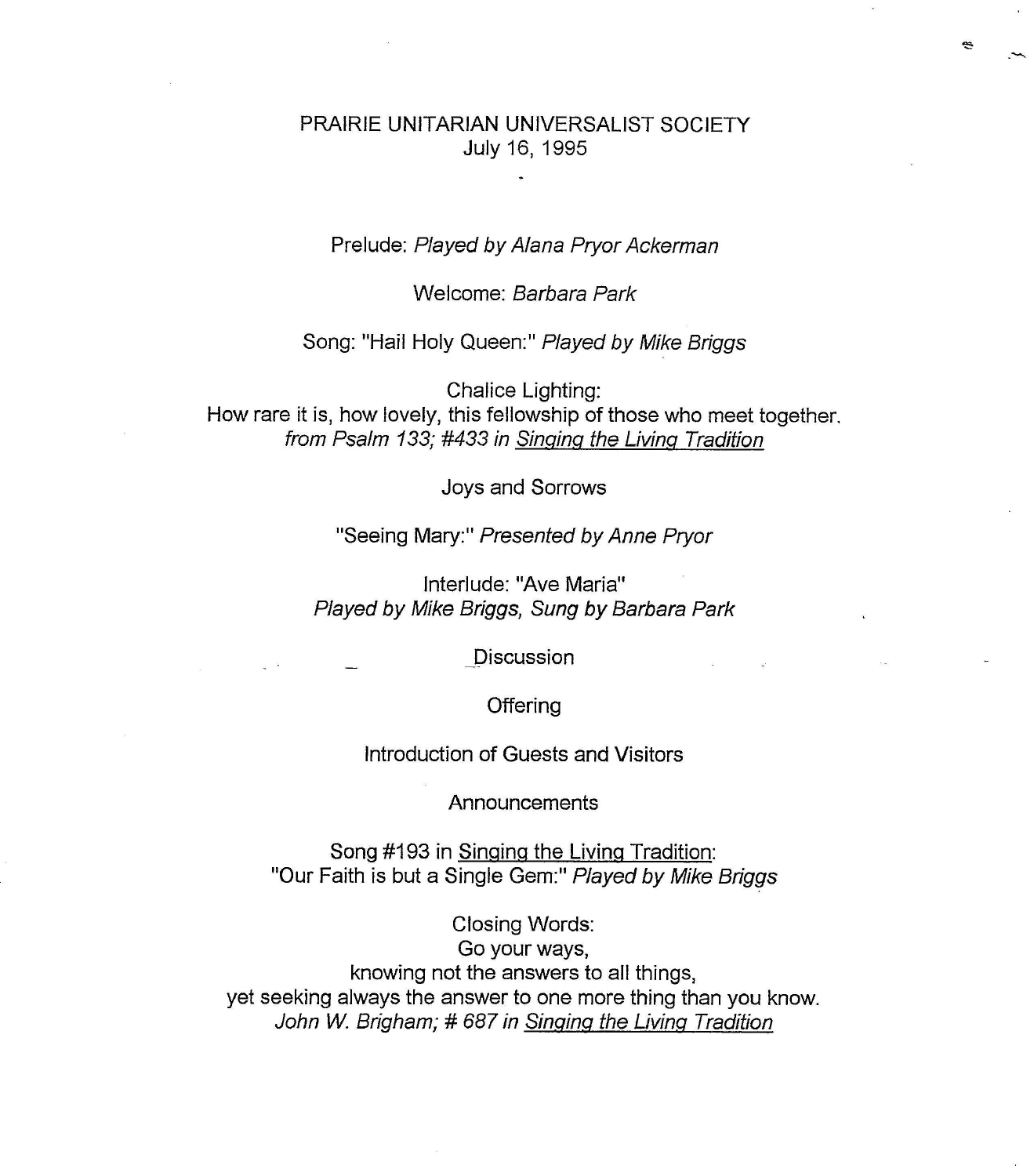# PRAIRIE UNITARIAN UNIVERSALIST SOCIETY

July 16, 1995

Prelude: *Played by Alana Pryor Ackerman*

Welcome: *Barbara Park*

Song: "Hail Holy Queen:" *Played by Mike Briggs*

Chalice Lighting:
How rare it is, how lovely, this fellowship of those who meet together.
*from Psalm 133; #433 in Singing the Living Tradition*

Joys and Sorrows

"Seeing Mary:" *Presented by Anne Pryor*

Interlude: "Ave Maria"
*Played by Mike Briggs, Sung by Barbara Park*

Discussion

Offering

Introduction of Guests and Visitors

Announcements

Song #193 in Singing the Living Tradition:
"Our Faith is but a Single Gem:" *Played by Mike Briggs*

Closing Words:
Go your ways,
knowing not the answers to all things,
yet seeking always the answer to one more thing than you know.
*John W. Brigham; # 687 in Singing the Living Tradition*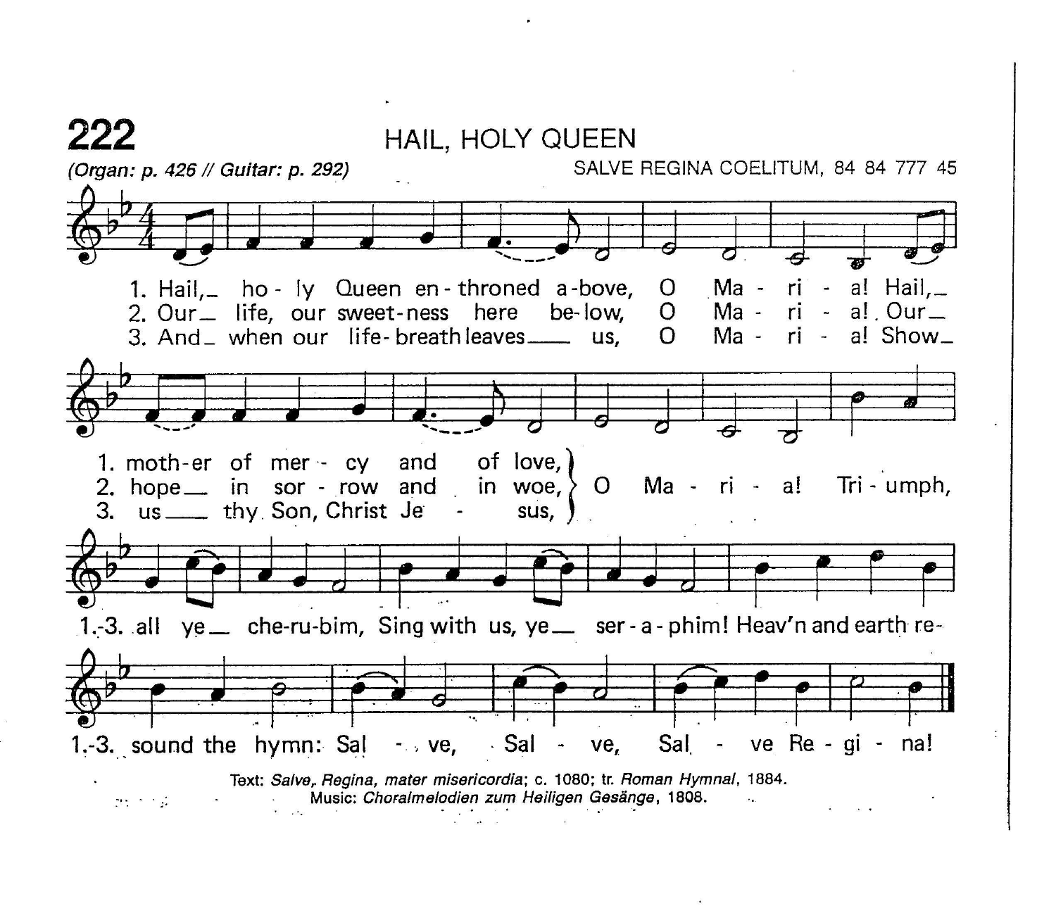# 222 HAIL, HOLY QUEEN

*(Organ: p. 426 // Guitar: p. 292)*

SALVE REGINA COELITUM, 84 84 777 45

1. Hail, holy Queen enthroned above, O Maria! Hail, mother of mercy and of love, O Maria!
2. Our life, our sweetness here below, O Maria! Our hope in sorrow and in woe, O Maria!
3. And when our life-breath leaves us, O Maria! Show us thy Son, Christ Jesus, O Maria!

1.-3. Triumph, all ye cherubim, Sing with us, ye seraphim! Heav'n and earth resound the hymn: Salve, Salve, Salve Regina!

Text: *Salve, Regina, mater misericordia*; c. 1080; tr. *Roman Hymnal*, 1884.
Music: *Choralmelodien zum Heiligen Gesänge*, 1808.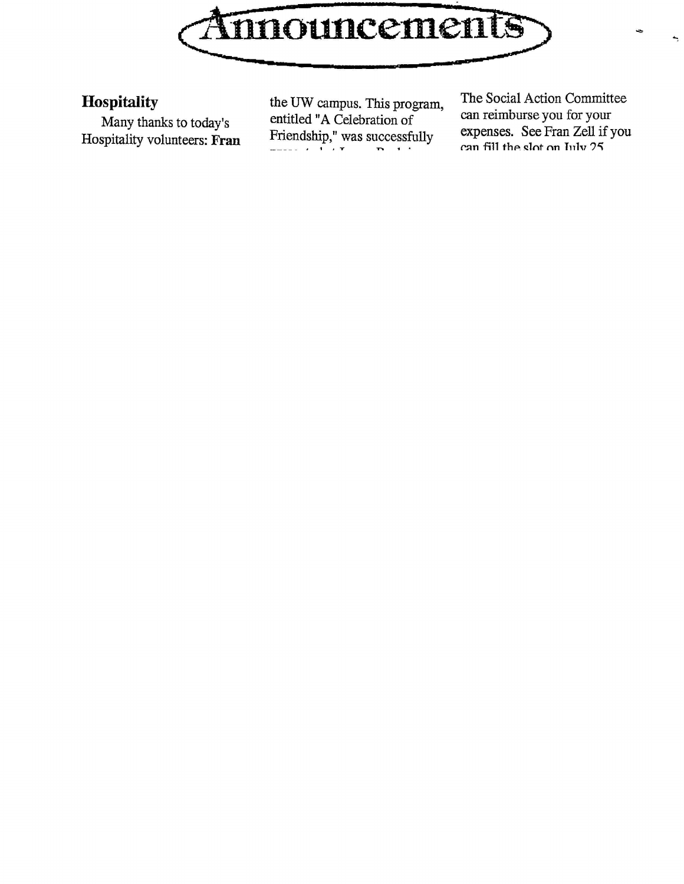# Announcements

## Hospitality

Many thanks to today's Hospitality volunteers: **Fran**

the UW campus. This program, entitled "A Celebration of Friendship," was successfully

The Social Action Committee can reimburse you for your expenses. See Fran Zell if you can fill the slot on July 25